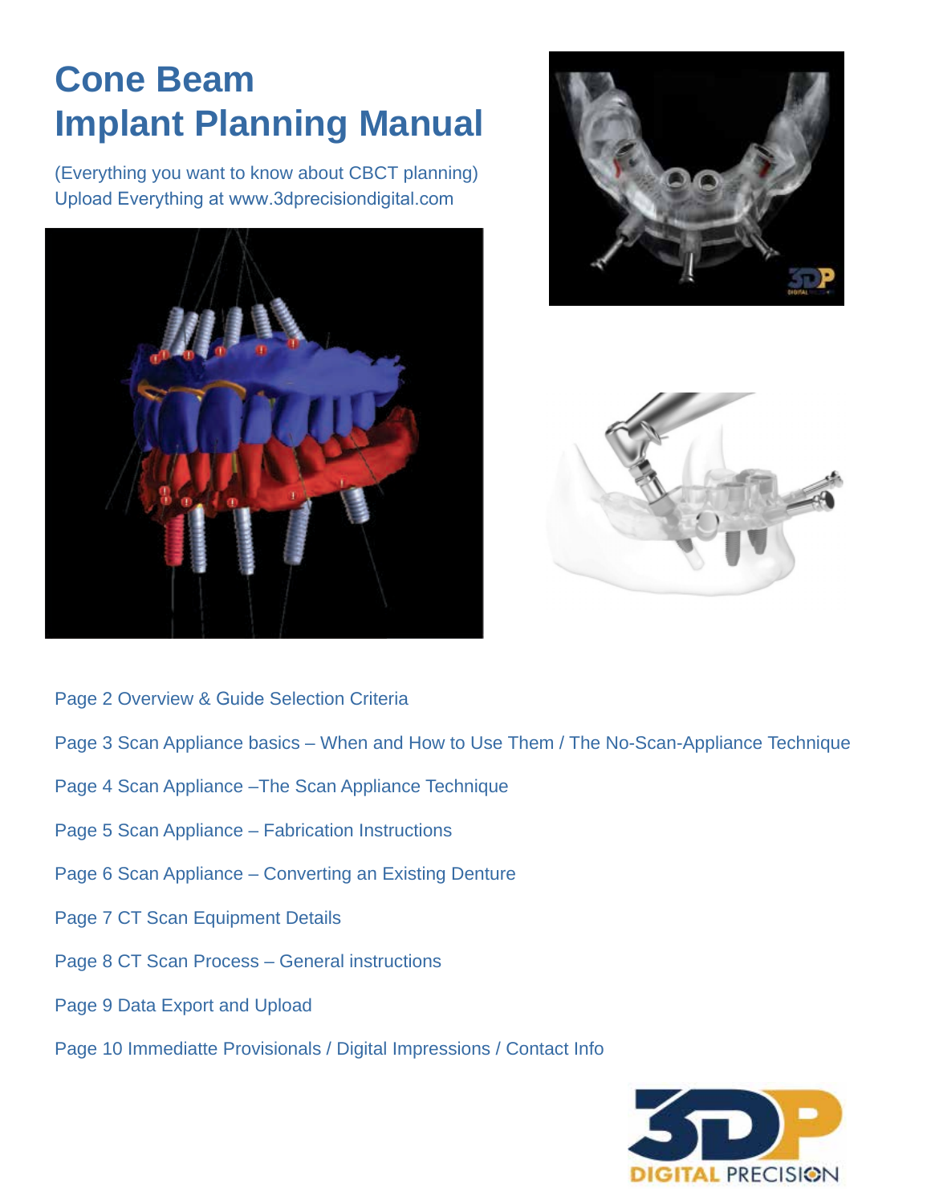# Cone Beam Implant Planning Manual

(Everything you want to know about CBCT planning)
Upload Everything at www.3dprecisiondigital.com

Page 2 Overview & Guide Selection Criteria

Page 3 Scan Appliance basics – When and How to Use Them / The No-Scan-Appliance Technique

Page 4 Scan Appliance –The Scan Appliance Technique

Page 5 Scan Appliance – Fabrication Instructions

Page 6 Scan Appliance – Converting an Existing Denture

Page 7 CT Scan Equipment Details

Page 8 CT Scan Process – General instructions

Page 9 Data Export and Upload

Page 10 Immediatte Provisionals / Digital Impressions / Contact Info

3DP DIGITAL PRECISION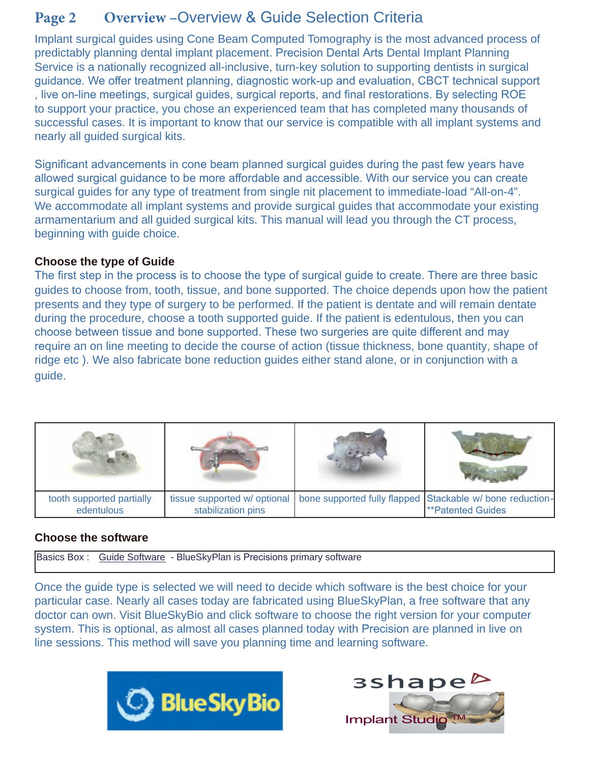## Page 2 Overview –Overview & Guide Selection Criteria

Implant surgical guides using Cone Beam Computed Tomography is the most advanced process of predictably planning dental implant placement. Precision Dental Arts Dental Implant Planning Service is a nationally recognized all-inclusive, turn-key solution to supporting dentists in surgical guidance. We offer treatment planning, diagnostic work-up and evaluation, CBCT technical support , live on-line meetings, surgical guides, surgical reports, and final restorations. By selecting ROE to support your practice, you chose an experienced team that has completed many thousands of successful cases. It is important to know that our service is compatible with all implant systems and nearly all guided surgical kits.

Significant advancements in cone beam planned surgical guides during the past few years have allowed surgical guidance to be more affordable and accessible. With our service you can create surgical guides for any type of treatment from single nit placement to immediate-load "All-on-4". We accommodate all implant systems and provide surgical guides that accommodate your existing armamentarium and all guided surgical kits. This manual will lead you through the CT process, beginning with guide choice.

### Choose the type of Guide

The first step in the process is to choose the type of surgical guide to create. There are three basic guides to choose from, tooth, tissue, and bone supported. The choice depends upon how the patient presents and they type of surgery to be performed. If the patient is dentate and will remain dentate during the procedure, choose a tooth supported guide. If the patient is edentulous, then you can choose between tissue and bone supported. These two surgeries are quite different and may require an on line meeting to decide the course of action (tissue thickness, bone quantity, shape of ridge etc ). We also fabricate bone reduction guides either stand alone, or in conjunction with a guide.

| | | | |
|---|---|---|---|
| tooth supported partially edentulous | tissue supported w/ optional stabilization pins | bone supported fully flapped | Stackable w/ bone reduction- **Patented Guides |

### Choose the software

| Basics Box : Guide Software - BlueSkyPlan is Precisions primary software |
|---|

Once the guide type is selected we will need to decide which software is the best choice for your particular case. Nearly all cases today are fabricated using BlueSkyPlan, a free software that any doctor can own. Visit BlueSkyBio and click software to choose the right version for your computer system. This is optional, as almost all cases planned today with Precision are planned in live on line sessions. This method will save you planning time and learning software.

BlueSkyBio

3shape Implant Studio ™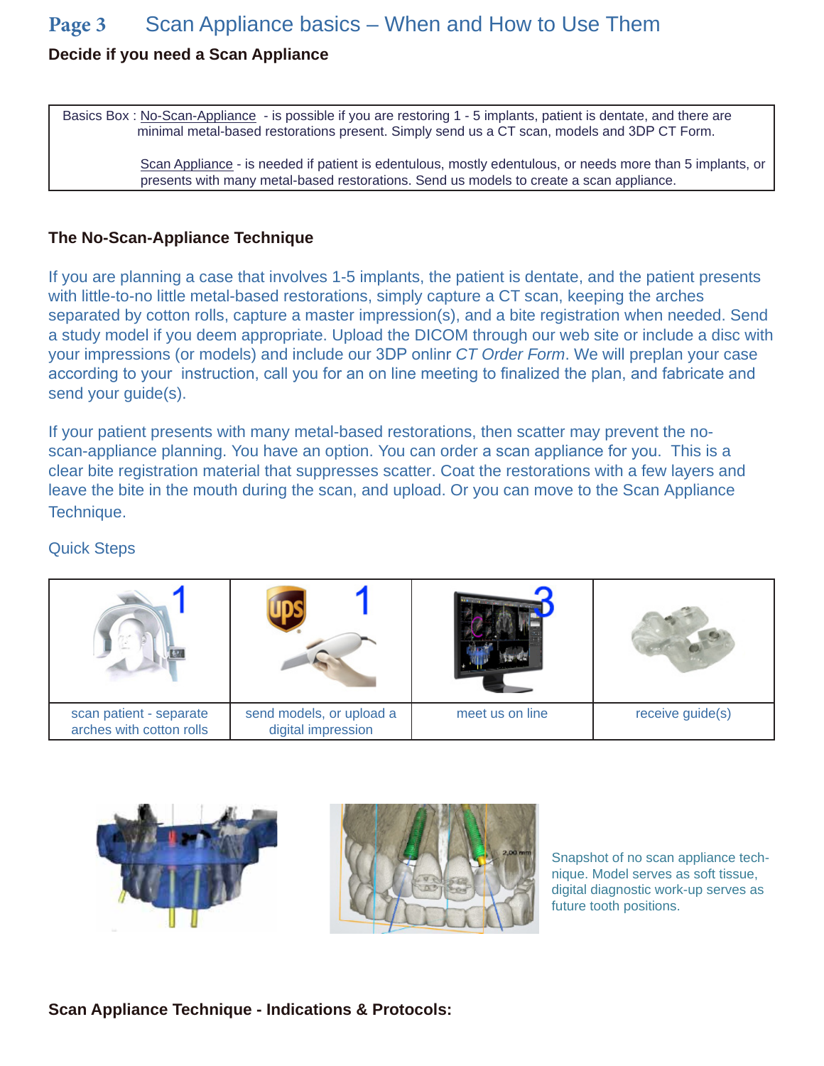# Page 3 Scan Appliance basics – When and How to Use Them

**Decide if you need a Scan Appliance**

| Basics Box : No-Scan-Appliance - is possible if you are restoring 1 - 5 implants, patient is dentate, and there are minimal metal-based restorations present. Simply send us a CT scan, models and 3DP CT Form. <br><br> Scan Appliance - is needed if patient is edentulous, mostly edentulous, or needs more than 5 implants, or presents with many metal-based restorations. Send us models to create a scan appliance. |
|---|

**The No-Scan-Appliance Technique**

If you are planning a case that involves 1-5 implants, the patient is dentate, and the patient presents with little-to-no little metal-based restorations, simply capture a CT scan, keeping the arches separated by cotton rolls, capture a master impression(s), and a bite registration when needed. Send a study model if you deem appropriate. Upload the DICOM through our web site or include a disc with your impressions (or models) and include our 3DP onlinr *CT Order Form*. We will preplan your case according to your instruction, call you for an on line meeting to finalized the plan, and fabricate and send your guide(s).

If your patient presents with many metal-based restorations, then scatter may prevent the no-scan-appliance planning. You have an option. You can order a scan appliance for you. This is a clear bite registration material that suppresses scatter. Coat the restorations with a few layers and leave the bite in the mouth during the scan, and upload. Or you can move to the Scan Appliance Technique.

Quick Steps

| 1 | 1 | 3 | |
|---|---|---|---|
| scan patient - separate arches with cotton rolls | send models, or upload a digital impression | meet us on line | receive guide(s) |

Snapshot of no scan appliance technique. Model serves as soft tissue, digital diagnostic work-up serves as future tooth positions.

**Scan Appliance Technique - Indications & Protocols:**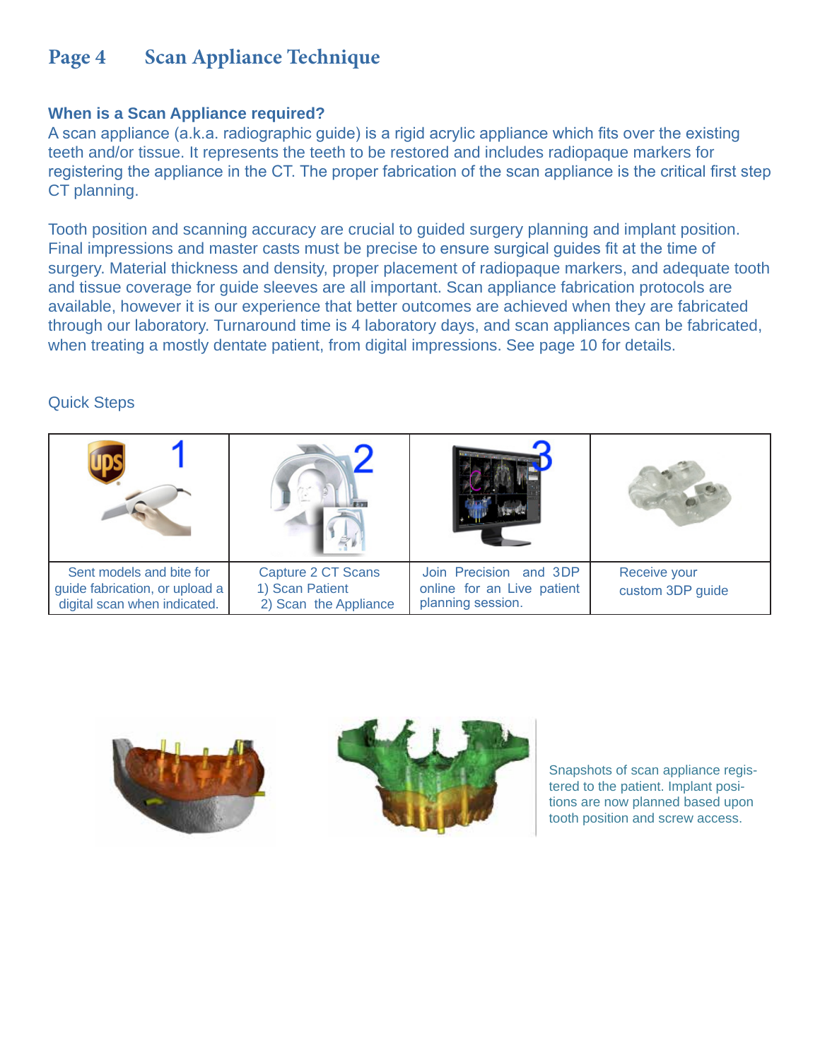## Page 4 Scan Appliance Technique

**When is a Scan Appliance required?**

A scan appliance (a.k.a. radiographic guide) is a rigid acrylic appliance which fits over the existing teeth and/or tissue. It represents the teeth to be restored and includes radiopaque markers for registering the appliance in the CT. The proper fabrication of the scan appliance is the critical first step CT planning.

Tooth position and scanning accuracy are crucial to guided surgery planning and implant position. Final impressions and master casts must be precise to ensure surgical guides fit at the time of surgery. Material thickness and density, proper placement of radiopaque markers, and adequate tooth and tissue coverage for guide sleeves are all important. Scan appliance fabrication protocols are available, however it is our experience that better outcomes are achieved when they are fabricated through our laboratory. Turnaround time is 4 laboratory days, and scan appliances can be fabricated, when treating a mostly dentate patient, from digital impressions. See page 10 for details.

Quick Steps

| 1 | 2 | 3 | |
|---|---|---|---|
| Sent models and bite for guide fabrication, or upload a digital scan when indicated. | Capture 2 CT Scans<br>1) Scan Patient<br>2) Scan the Appliance | Join Precision and 3DP online for an Live patient planning session. | Receive your custom 3DP guide |

Snapshots of scan appliance registered to the patient. Implant positions are now planned based upon tooth position and screw access.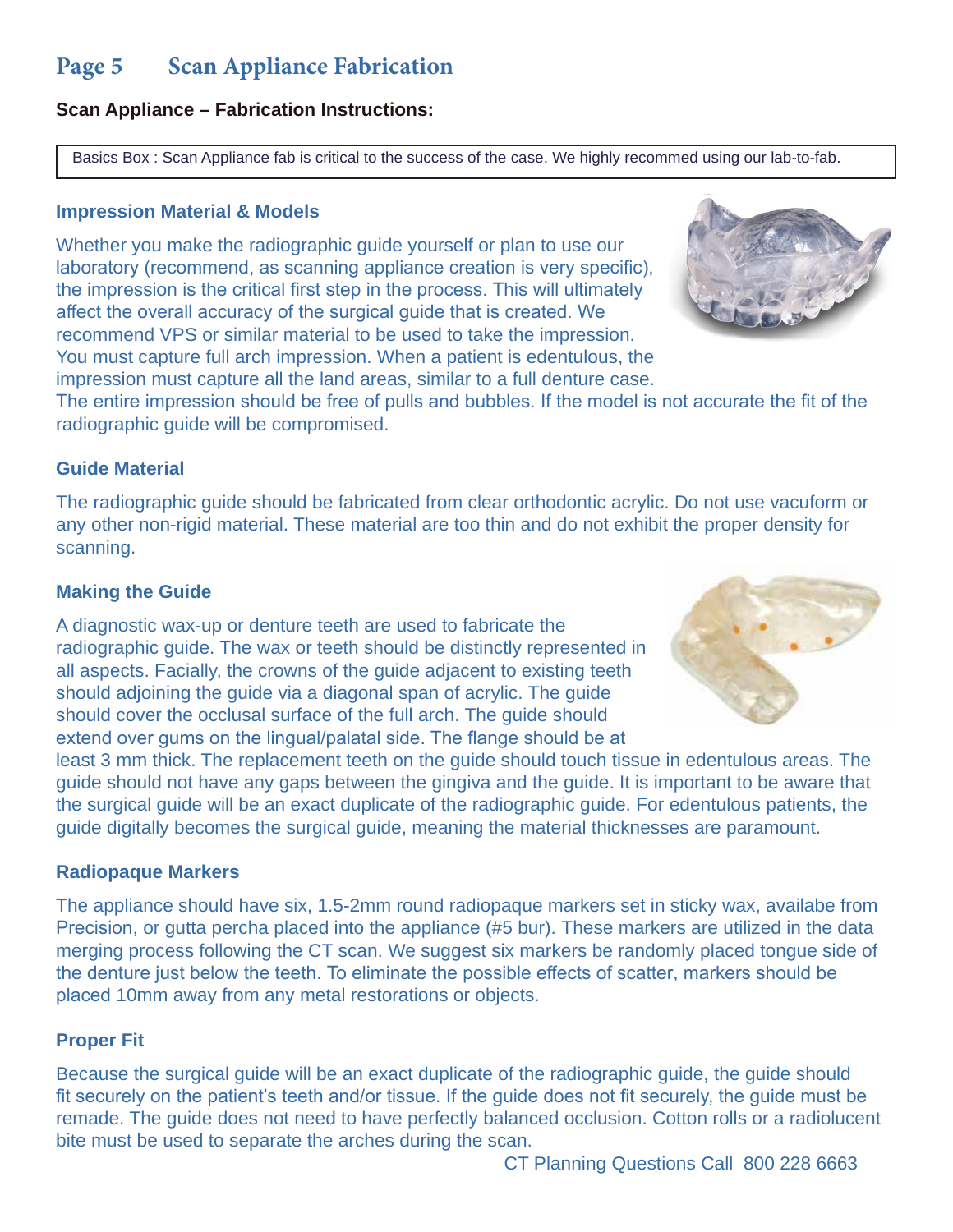# Page 5 Scan Appliance Fabrication

**Scan Appliance – Fabrication Instructions:**

Basics Box : Scan Appliance fab is critical to the success of the case. We highly recommed using our lab-to-fab.

### Impression Material & Models

Whether you make the radiographic guide yourself or plan to use our laboratory (recommend, as scanning appliance creation is very specific), the impression is the critical first step in the process. This will ultimately affect the overall accuracy of the surgical guide that is created. We recommend VPS or similar material to be used to take the impression. You must capture full arch impression. When a patient is edentulous, the impression must capture all the land areas, similar to a full denture case. The entire impression should be free of pulls and bubbles. If the model is not accurate the fit of the radiographic guide will be compromised.

### Guide Material

The radiographic guide should be fabricated from clear orthodontic acrylic. Do not use vacuform or any other non-rigid material. These material are too thin and do not exhibit the proper density for scanning.

### Making the Guide

A diagnostic wax-up or denture teeth are used to fabricate the radiographic guide. The wax or teeth should be distinctly represented in all aspects. Facially, the crowns of the guide adjacent to existing teeth should adjoining the guide via a diagonal span of acrylic. The guide should cover the occlusal surface of the full arch. The guide should extend over gums on the lingual/palatal side. The flange should be at least 3 mm thick. The replacement teeth on the guide should touch tissue in edentulous areas. The guide should not have any gaps between the gingiva and the guide. It is important to be aware that the surgical guide will be an exact duplicate of the radiographic guide. For edentulous patients, the guide digitally becomes the surgical guide, meaning the material thicknesses are paramount.

### Radiopaque Markers

The appliance should have six, 1.5-2mm round radiopaque markers set in sticky wax, availabe from Precision, or gutta percha placed into the appliance (#5 bur). These markers are utilized in the data merging process following the CT scan. We suggest six markers be randomly placed tongue side of the denture just below the teeth. To eliminate the possible effects of scatter, markers should be placed 10mm away from any metal restorations or objects.

### Proper Fit

Because the surgical guide will be an exact duplicate of the radiographic guide, the guide should fit securely on the patient's teeth and/or tissue. If the guide does not fit securely, the guide must be remade. The guide does not need to have perfectly balanced occlusion. Cotton rolls or a radiolucent bite must be used to separate the arches during the scan.

CT Planning Questions Call 800 228 6663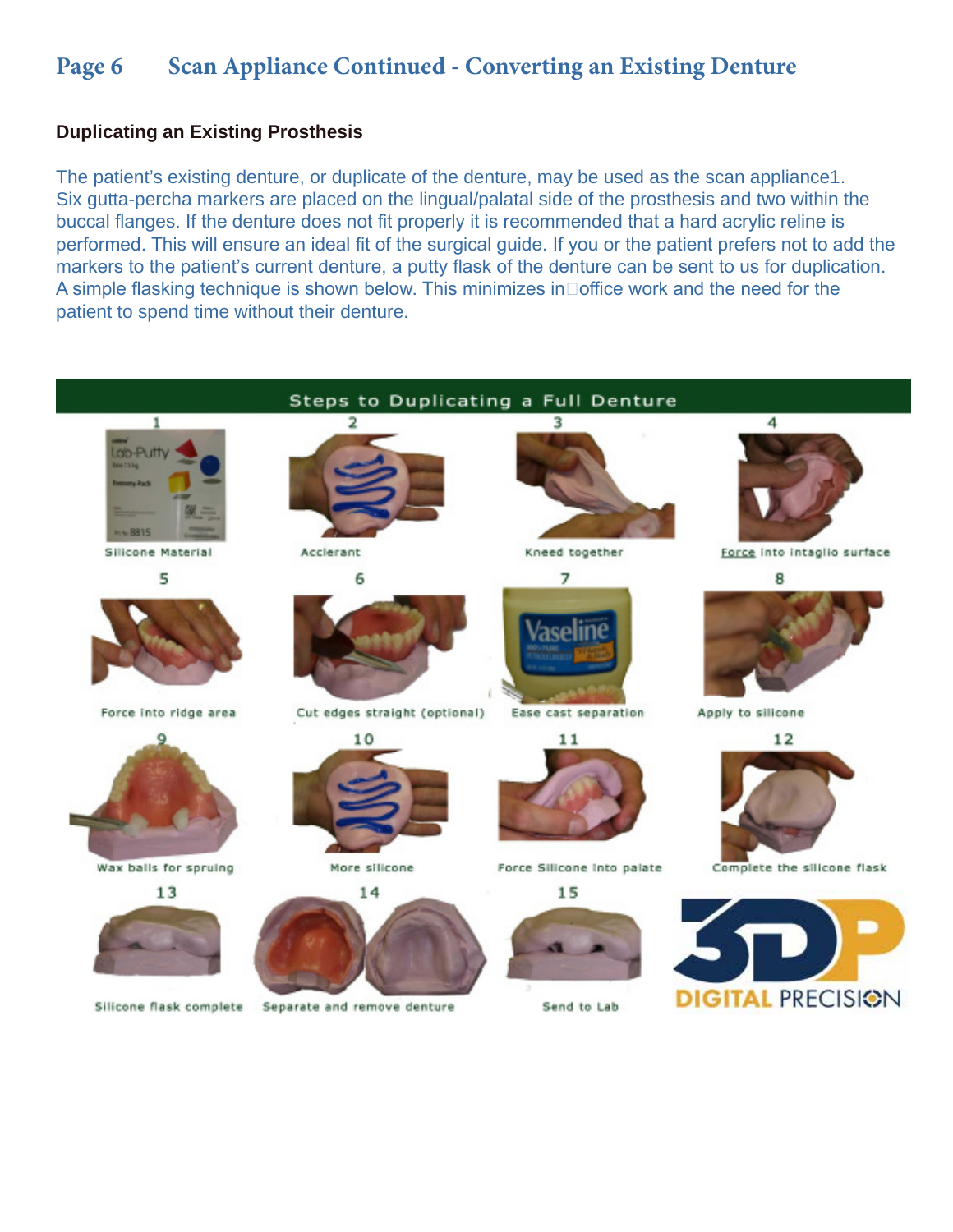# Scan Appliance Continued - Converting an Existing Denture

### Duplicating an Existing Prosthesis

The patient's existing denture, or duplicate of the denture, may be used as the scan appliance1. Six gutta-percha markers are placed on the lingual/palatal side of the prosthesis and two within the buccal flanges. If the denture does not fit properly it is recommended that a hard acrylic reline is performed. This will ensure an ideal fit of the surgical guide. If you or the patient prefers not to add the markers to the patient's current denture, a putty flask of the denture can be sent to us for duplication. A simple flasking technique is shown below. This minimizes in-office work and the need for the patient to spend time without their denture.

**Steps to Duplicating a Full Denture**

1. Silicone Material
2. Acclerant
3. Kneed together
4. Force into intaglio surface
5. Force into ridge area
6. Cut edges straight (optional)
7. Ease cast separation
8. Apply to silicone
9. Wax balls for spruing
10. More silicone
11. Force Silicone into palate
12. Complete the silicone flask
13. Silicone flask complete
14. Separate and remove denture
15. Send to Lab

3DP DIGITAL PRECISION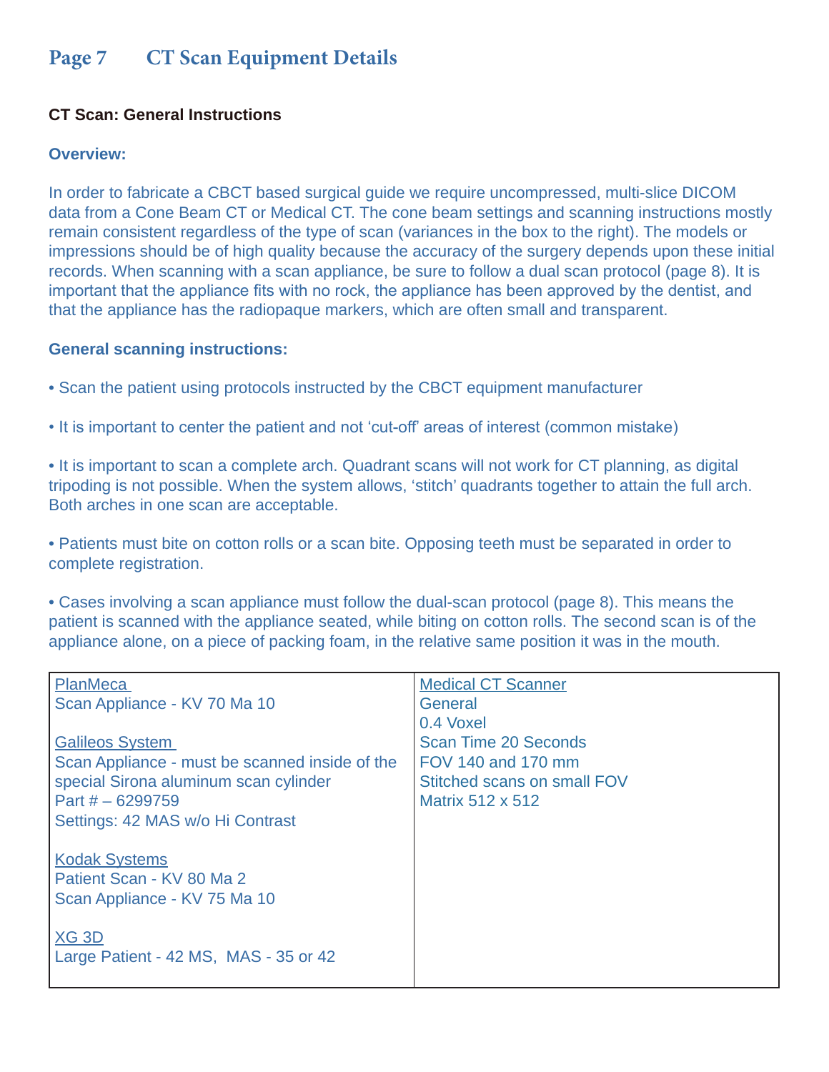# Page 7 CT Scan Equipment Details

### CT Scan: General Instructions

**Overview:**

In order to fabricate a CBCT based surgical guide we require uncompressed, multi-slice DICOM data from a Cone Beam CT or Medical CT. The cone beam settings and scanning instructions mostly remain consistent regardless of the type of scan (variances in the box to the right). The models or impressions should be of high quality because the accuracy of the surgery depends upon these initial records. When scanning with a scan appliance, be sure to follow a dual scan protocol (page 8). It is important that the appliance fits with no rock, the appliance has been approved by the dentist, and that the appliance has the radiopaque markers, which are often small and transparent.

**General scanning instructions:**

- Scan the patient using protocols instructed by the CBCT equipment manufacturer
- It is important to center the patient and not 'cut-off' areas of interest (common mistake)
- It is important to scan a complete arch. Quadrant scans will not work for CT planning, as digital tripoding is not possible. When the system allows, 'stitch' quadrants together to attain the full arch. Both arches in one scan are acceptable.
- Patients must bite on cotton rolls or a scan bite. Opposing teeth must be separated in order to complete registration.
- Cases involving a scan appliance must follow the dual-scan protocol (page 8). This means the patient is scanned with the appliance seated, while biting on cotton rolls. The second scan is of the appliance alone, on a piece of packing foam, in the relative same position it was in the mouth.

| | |
|---|---|
| <u>PlanMeca</u><br>Scan Appliance - KV 70 Ma 10<br><br><u>Galileos System</u><br>Scan Appliance - must be scanned inside of the special Sirona aluminum scan cylinder<br>Part # – 6299759<br>Settings: 42 MAS w/o Hi Contrast<br><br><u>Kodak Systems</u><br>Patient Scan - KV 80 Ma 2<br>Scan Appliance - KV 75 Ma 10<br><br><u>XG 3D</u><br>Large Patient - 42 MS, MAS - 35 or 42 | <u>Medical CT Scanner</u><br>General<br>0.4 Voxel<br>Scan Time 20 Seconds<br>FOV 140 and 170 mm<br>Stitched scans on small FOV<br>Matrix 512 x 512 |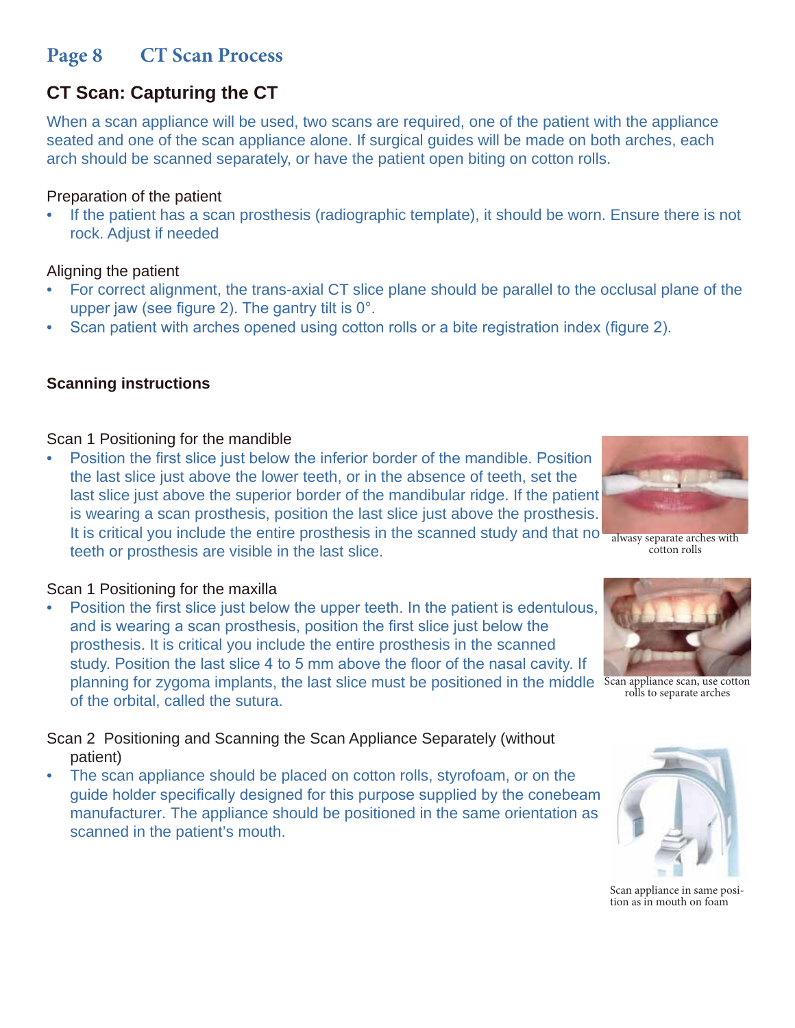# Page 8 CT Scan Process

## CT Scan: Capturing the CT

When a scan appliance will be used, two scans are required, one of the patient with the appliance seated and one of the scan appliance alone. If surgical guides will be made on both arches, each arch should be scanned separately, or have the patient open biting on cotton rolls.

Preparation of the patient

- If the patient has a scan prosthesis (radiographic template), it should be worn. Ensure there is not rock. Adjust if needed

Aligning the patient

- For correct alignment, the trans-axial CT slice plane should be parallel to the occlusal plane of the upper jaw (see figure 2). The gantry tilt is 0°.
- Scan patient with arches opened using cotton rolls or a bite registration index (figure 2).

**Scanning instructions**

Scan 1 Positioning for the mandible

- Position the first slice just below the inferior border of the mandible. Position the last slice just above the lower teeth, or in the absence of teeth, set the last slice just above the superior border of the mandibular ridge. If the patient is wearing a scan prosthesis, position the last slice just above the prosthesis. It is critical you include the entire prosthesis in the scanned study and that no teeth or prosthesis are visible in the last slice.

alwasy separate arches with cotton rolls

Scan 1 Positioning for the maxilla

- Position the first slice just below the upper teeth. In the patient is edentulous, and is wearing a scan prosthesis, position the first slice just below the prosthesis. It is critical you include the entire prosthesis in the scanned study. Position the last slice 4 to 5 mm above the floor of the nasal cavity. If planning for zygoma implants, the last slice must be positioned in the middle of the orbital, called the sutura.

Scan appliance scan, use cotton rolls to separate arches

Scan 2 Positioning and Scanning the Scan Appliance Separately (without patient)

- The scan appliance should be placed on cotton rolls, styrofoam, or on the guide holder specifically designed for this purpose supplied by the conebeam manufacturer. The appliance should be positioned in the same orientation as scanned in the patient's mouth.

Scan appliance in same position as in mouth on foam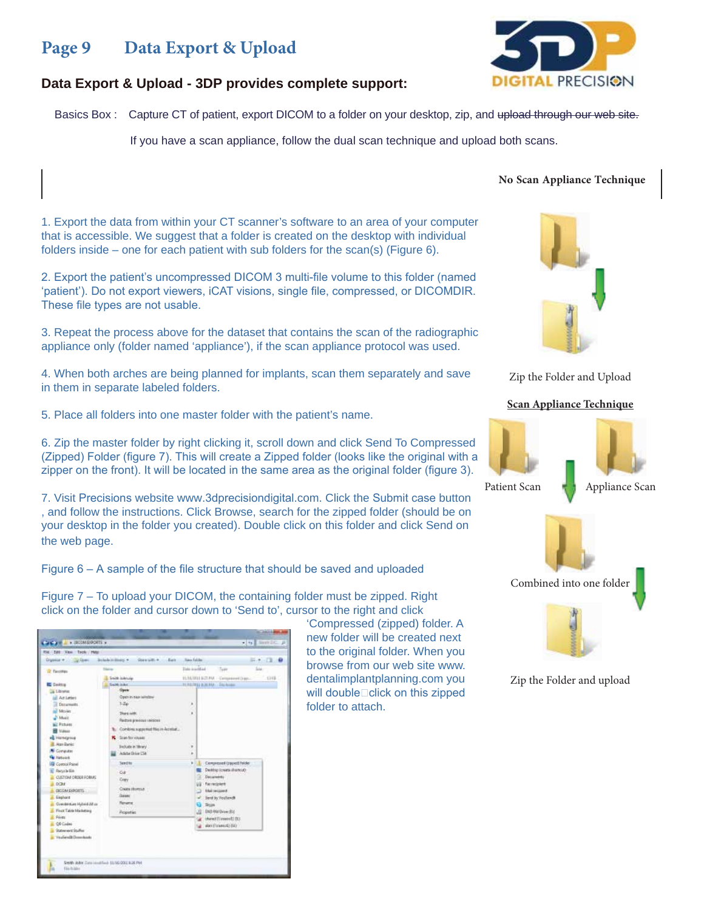# Page 9 Data Export & Upload

## Data Export & Upload - 3DP provides complete support:

Basics Box : Capture CT of patient, export DICOM to a folder on your desktop, zip, and ~~upload through our web site.~~

If you have a scan appliance, follow the dual scan technique and upload both scans.

**No Scan Appliance Technique**

Zip the Folder and Upload

**Scan Appliance Technique**

Patient Scan Appliance Scan

Combined into one folder

Zip the Folder and upload

1. Export the data from within your CT scanner's software to an area of your computer that is accessible. We suggest that a folder is created on the desktop with individual folders inside – one for each patient with sub folders for the scan(s) (Figure 6).

2. Export the patient's uncompressed DICOM 3 multi-file volume to this folder (named 'patient'). Do not export viewers, iCAT visions, single file, compressed, or DICOMDIR. These file types are not usable.

3. Repeat the process above for the dataset that contains the scan of the radiographic appliance only (folder named 'appliance'), if the scan appliance protocol was used.

4. When both arches are being planned for implants, scan them separately and save in them in separate labeled folders.

5. Place all folders into one master folder with the patient's name.

6. Zip the master folder by right clicking it, scroll down and click Send To Compressed (Zipped) Folder (figure 7). This will create a Zipped folder (looks like the original with a zipper on the front). It will be located in the same area as the original folder (figure 3).

7. Visit Precisions website www.3dprecisiondigital.com. Click the Submit case button , and follow the instructions. Click Browse, search for the zipped folder (should be on your desktop in the folder you created). Double click on this folder and click Send on the web page.

Figure 6 – A sample of the file structure that should be saved and uploaded

Figure 7 – To upload your DICOM, the containing folder must be zipped. Right click on the folder and cursor down to 'Send to', cursor to the right and click 'Compressed (zipped) folder. A new folder will be created next to the original folder. When you browse from our web site www.dentalimplantplanning.com you will double click on this zipped folder to attach.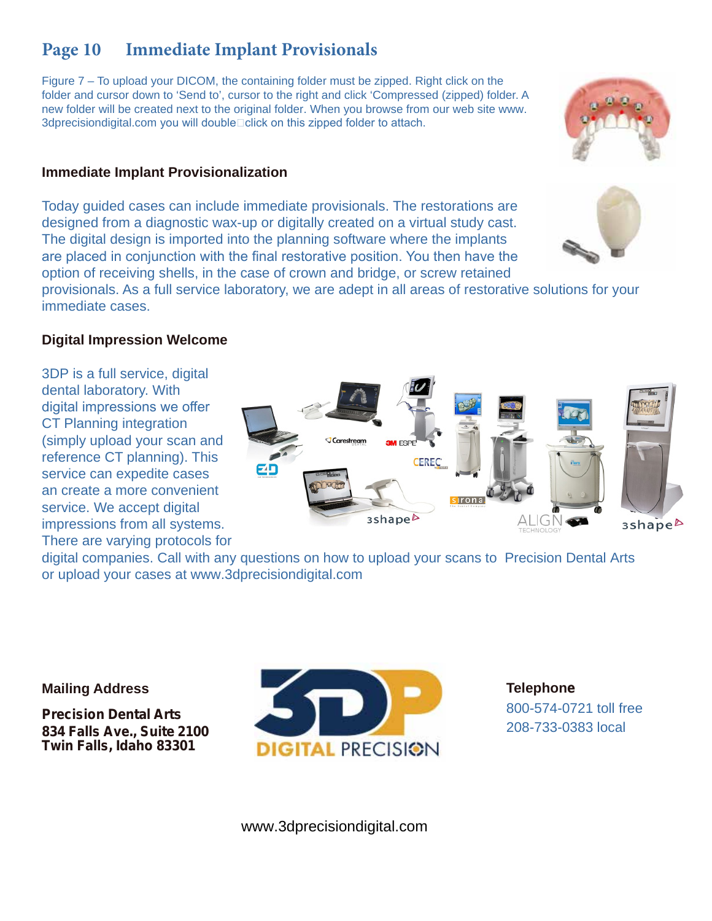# Page 10 Immediate Implant Provisionals

Figure 7 – To upload your DICOM, the containing folder must be zipped. Right click on the folder and cursor down to 'Send to', cursor to the right and click 'Compressed (zipped) folder. A new folder will be created next to the original folder. When you browse from our web site www.3dprecisiondigital.com you will double-click on this zipped folder to attach.

### Immediate Implant Provisionalization

Today guided cases can include immediate provisionals. The restorations are designed from a diagnostic wax-up or digitally created on a virtual study cast. The digital design is imported into the planning software where the implants are placed in conjunction with the final restorative position. You then have the option of receiving shells, in the case of crown and bridge, or screw retained provisionals. As a full service laboratory, we are adept in all areas of restorative solutions for your immediate cases.

### Digital Impression Welcome

3DP is a full service, digital dental laboratory. With digital impressions we offer CT Planning integration (simply upload your scan and reference CT planning). This service can expedite cases an create a more convenient service. We accept digital impressions from all systems. There are varying protocols for digital companies. Call with any questions on how to upload your scans to Precision Dental Arts or upload your cases at www.3dprecisiondigital.com

**Mailing Address**

**Precision Dental Arts**
**834 Falls Ave., Suite 2100**
**Twin Falls, Idaho 83301**

3DP DIGITAL PRECISION

**Telephone**

800-574-0721 toll free
208-733-0383 local

www.3dprecisiondigital.com